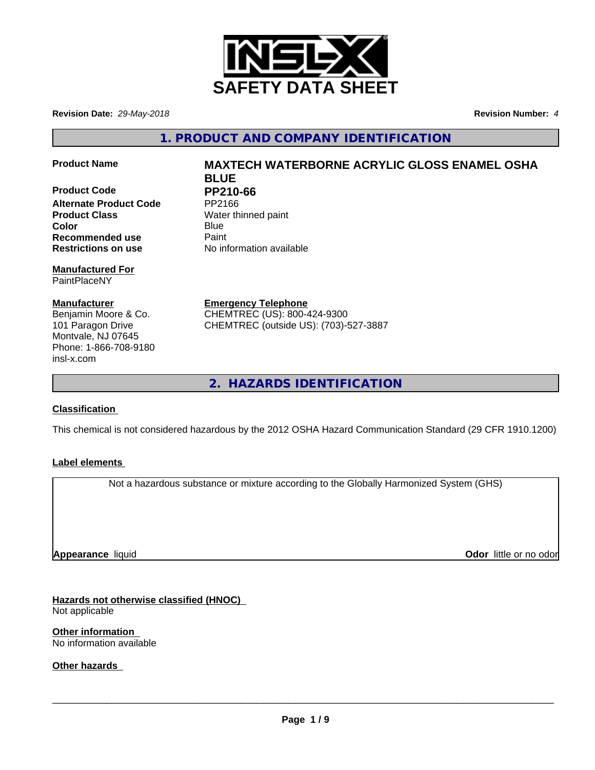# SAFETY DATA SHEET

**Revision Date:** *29-May-2018* **Revision Number:** *4*

## 1. PRODUCT AND COMPANY IDENTIFICATION

| | |
|---|---|
| **Product Name** | **MAXTECH WATERBORNE ACRYLIC GLOSS ENAMEL OSHA BLUE** |
| **Product Code** | **PP210-66** |
| **Alternate Product Code** | PP2166 |
| **Product Class** | Water thinned paint |
| **Color** | Blue |
| **Recommended use** | Paint |
| **Restrictions on use** | No information available |

**Manufactured For**
PaintPlaceNY

**Manufacturer**
Benjamin Moore & Co.
101 Paragon Drive
Montvale, NJ 07645
Phone: 1-866-708-9180
insl-x.com

**Emergency Telephone**
CHEMTREC (US): 800-424-9300
CHEMTREC (outside US): (703)-527-3887

## 2. HAZARDS IDENTIFICATION

### Classification

This chemical is not considered hazardous by the 2012 OSHA Hazard Communication Standard (29 CFR 1910.1200)

### Label elements

Not a hazardous substance or mixture according to the Globally Harmonized System (GHS)

**Appearance** liquid **Odor** little or no odor

### Hazards not otherwise classified (HNOC)

Not applicable

### Other information

No information available

### Other hazards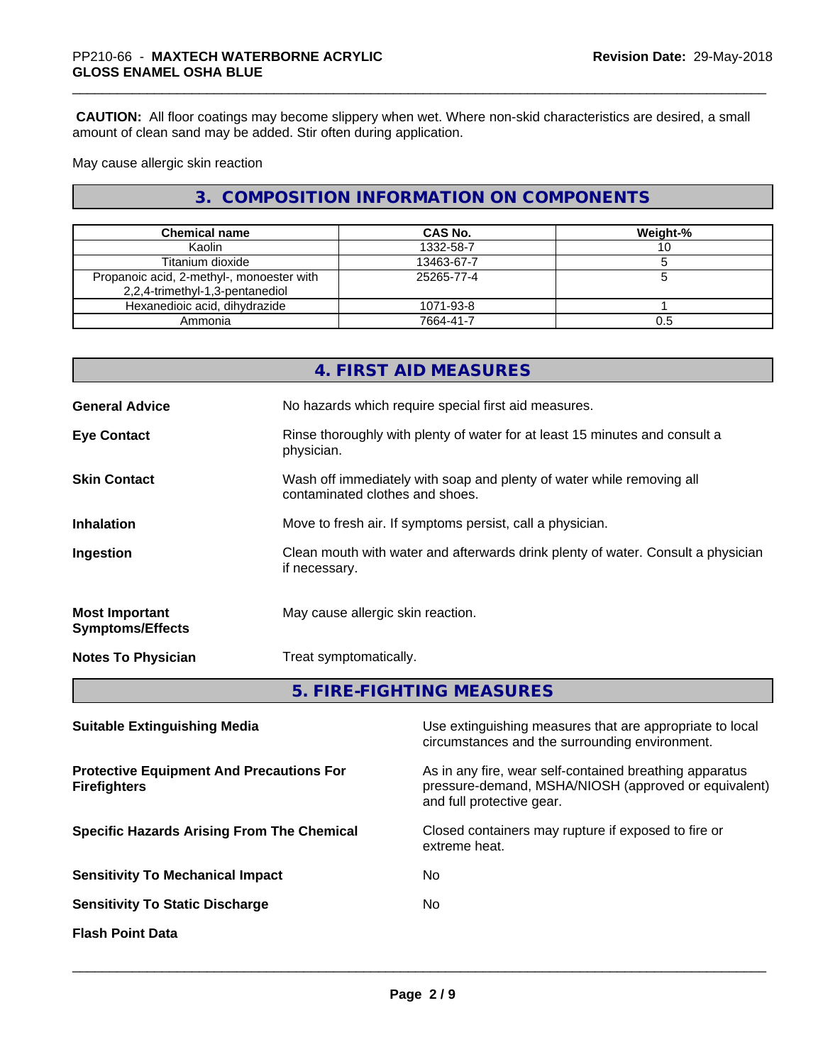**CAUTION:** All floor coatings may become slippery when wet. Where non-skid characteristics are desired, a small amount of clean sand may be added. Stir often during application.

May cause allergic skin reaction

## 3. COMPOSITION INFORMATION ON COMPONENTS

| Chemical name | CAS No. | Weight-% |
|---|---|---|
| Kaolin | 1332-58-7 | 10 |
| Titanium dioxide | 13463-67-7 | 5 |
| Propanoic acid, 2-methyl-, monoester with 2,2,4-trimethyl-1,3-pentanediol | 25265-77-4 | 5 |
| Hexanedioic acid, dihydrazide | 1071-93-8 | 1 |
| Ammonia | 7664-41-7 | 0.5 |

## 4. FIRST AID MEASURES

**General Advice** — No hazards which require special first aid measures.

**Eye Contact** — Rinse thoroughly with plenty of water for at least 15 minutes and consult a physician.

**Skin Contact** — Wash off immediately with soap and plenty of water while removing all contaminated clothes and shoes.

**Inhalation** — Move to fresh air. If symptoms persist, call a physician.

**Ingestion** — Clean mouth with water and afterwards drink plenty of water. Consult a physician if necessary.

**Most Important Symptoms/Effects** — May cause allergic skin reaction.

**Notes To Physician** — Treat symptomatically.

## 5. FIRE-FIGHTING MEASURES

**Suitable Extinguishing Media** — Use extinguishing measures that are appropriate to local circumstances and the surrounding environment.

**Protective Equipment And Precautions For Firefighters** — As in any fire, wear self-contained breathing apparatus pressure-demand, MSHA/NIOSH (approved or equivalent) and full protective gear.

**Specific Hazards Arising From The Chemical** — Closed containers may rupture if exposed to fire or extreme heat.

**Sensitivity To Mechanical Impact** — No

**Sensitivity To Static Discharge** — No

**Flash Point Data**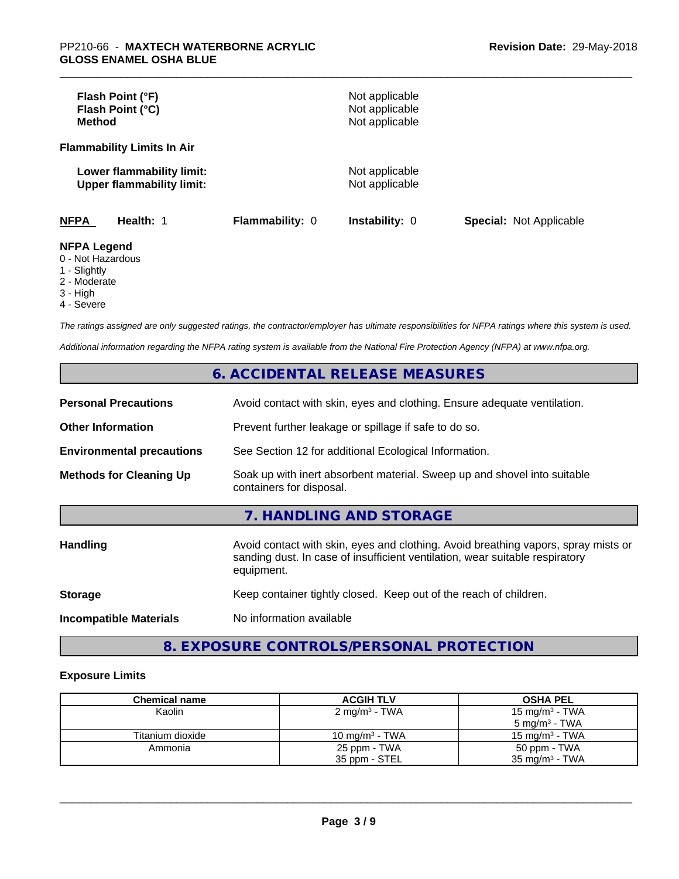| | |
|---|---|
| **Flash Point (°F)** | Not applicable |
| **Flash Point (°C)** | Not applicable |
| **Method** | Not applicable |

**Flammability Limits In Air**

| | |
|---|---|
| **Lower flammability limit:** | Not applicable |
| **Upper flammability limit:** | Not applicable |

| **NFPA** | **Health:** 1 | **Flammability:** 0 | **Instability:** 0 | **Special:** Not Applicable |
|---|---|---|---|---|

**NFPA Legend**
- 0 - Not Hazardous
- 1 - Slightly
- 2 - Moderate
- 3 - High
- 4 - Severe

*The ratings assigned are only suggested ratings, the contractor/employer has ultimate responsibilities for NFPA ratings where this system is used.*

*Additional information regarding the NFPA rating system is available from the National Fire Protection Agency (NFPA) at www.nfpa.org.*

## 6. ACCIDENTAL RELEASE MEASURES

| | |
|---|---|
| **Personal Precautions** | Avoid contact with skin, eyes and clothing. Ensure adequate ventilation. |
| **Other Information** | Prevent further leakage or spillage if safe to do so. |
| **Environmental precautions** | See Section 12 for additional Ecological Information. |
| **Methods for Cleaning Up** | Soak up with inert absorbent material. Sweep up and shovel into suitable containers for disposal. |

## 7. HANDLING AND STORAGE

| | |
|---|---|
| **Handling** | Avoid contact with skin, eyes and clothing. Avoid breathing vapors, spray mists or sanding dust. In case of insufficient ventilation, wear suitable respiratory equipment. |
| **Storage** | Keep container tightly closed. Keep out of the reach of children. |
| **Incompatible Materials** | No information available |

## 8. EXPOSURE CONTROLS/PERSONAL PROTECTION

**Exposure Limits**

| Chemical name | ACGIH TLV | OSHA PEL |
|---|---|---|
| Kaolin | 2 mg/m³ - TWA | 15 mg/m³ - TWA<br>5 mg/m³ - TWA |
| Titanium dioxide | 10 mg/m³ - TWA | 15 mg/m³ - TWA |
| Ammonia | 25 ppm - TWA<br>35 ppm - STEL | 50 ppm - TWA<br>35 mg/m³ - TWA |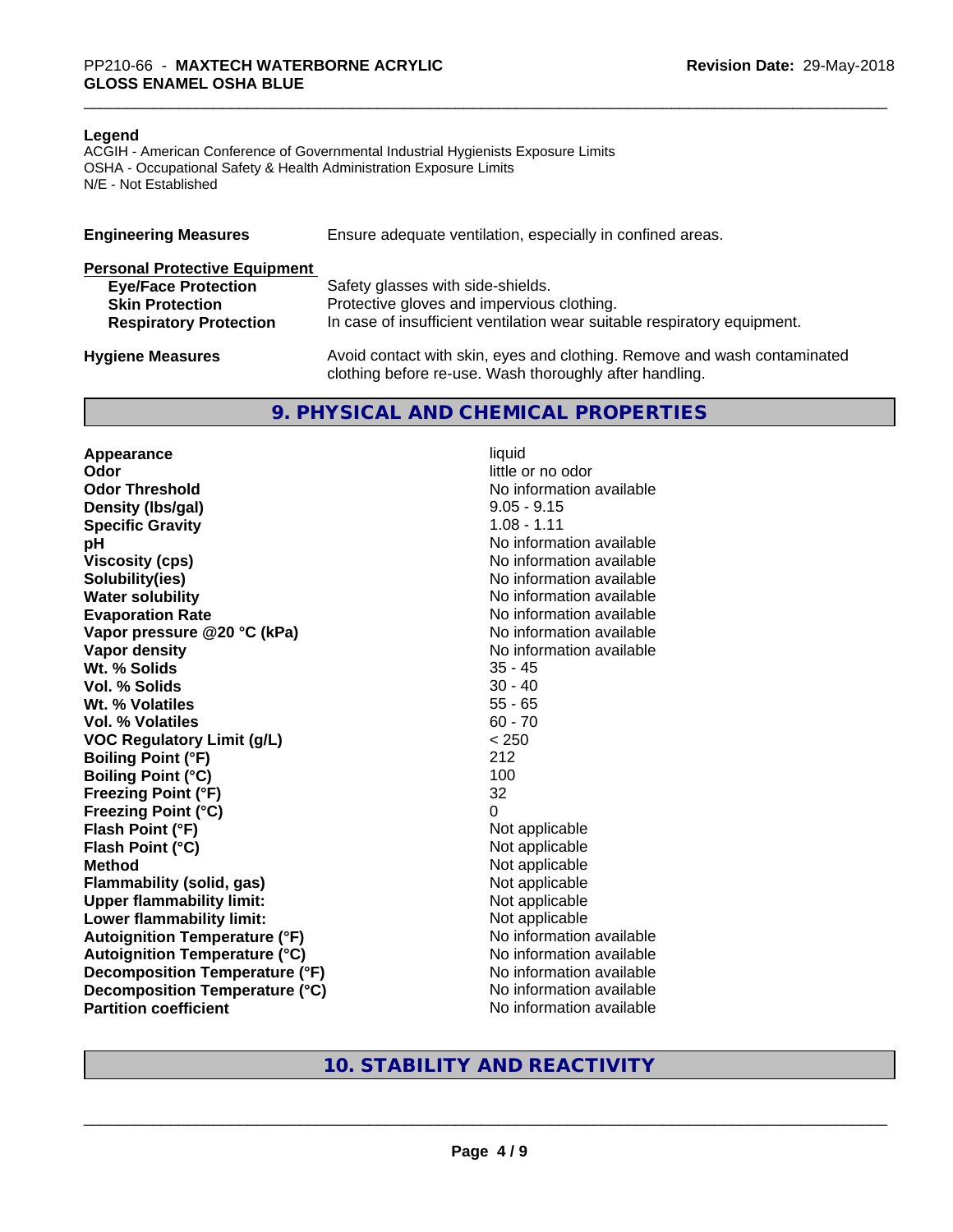**Legend**
ACGIH - American Conference of Governmental Industrial Hygienists Exposure Limits
OSHA - Occupational Safety & Health Administration Exposure Limits
N/E - Not Established

| | |
|---|---|
| **Engineering Measures** | Ensure adequate ventilation, especially in confined areas. |
| **Personal Protective Equipment** | |
| **Eye/Face Protection** | Safety glasses with side-shields. |
| **Skin Protection** | Protective gloves and impervious clothing. |
| **Respiratory Protection** | In case of insufficient ventilation wear suitable respiratory equipment. |
| **Hygiene Measures** | Avoid contact with skin, eyes and clothing. Remove and wash contaminated clothing before re-use. Wash thoroughly after handling. |

## 9. PHYSICAL AND CHEMICAL PROPERTIES

| | |
|---|---|
| **Appearance** | liquid |
| **Odor** | little or no odor |
| **Odor Threshold** | No information available |
| **Density (lbs/gal)** | 9.05 - 9.15 |
| **Specific Gravity** | 1.08 - 1.11 |
| **pH** | No information available |
| **Viscosity (cps)** | No information available |
| **Solubility(ies)** | No information available |
| **Water solubility** | No information available |
| **Evaporation Rate** | No information available |
| **Vapor pressure @20 °C (kPa)** | No information available |
| **Vapor density** | No information available |
| **Wt. % Solids** | 35 - 45 |
| **Vol. % Solids** | 30 - 40 |
| **Wt. % Volatiles** | 55 - 65 |
| **Vol. % Volatiles** | 60 - 70 |
| **VOC Regulatory Limit (g/L)** | < 250 |
| **Boiling Point (°F)** | 212 |
| **Boiling Point (°C)** | 100 |
| **Freezing Point (°F)** | 32 |
| **Freezing Point (°C)** | 0 |
| **Flash Point (°F)** | Not applicable |
| **Flash Point (°C)** | Not applicable |
| **Method** | Not applicable |
| **Flammability (solid, gas)** | Not applicable |
| **Upper flammability limit:** | Not applicable |
| **Lower flammability limit:** | Not applicable |
| **Autoignition Temperature (°F)** | No information available |
| **Autoignition Temperature (°C)** | No information available |
| **Decomposition Temperature (°F)** | No information available |
| **Decomposition Temperature (°C)** | No information available |
| **Partition coefficient** | No information available |

## 10. STABILITY AND REACTIVITY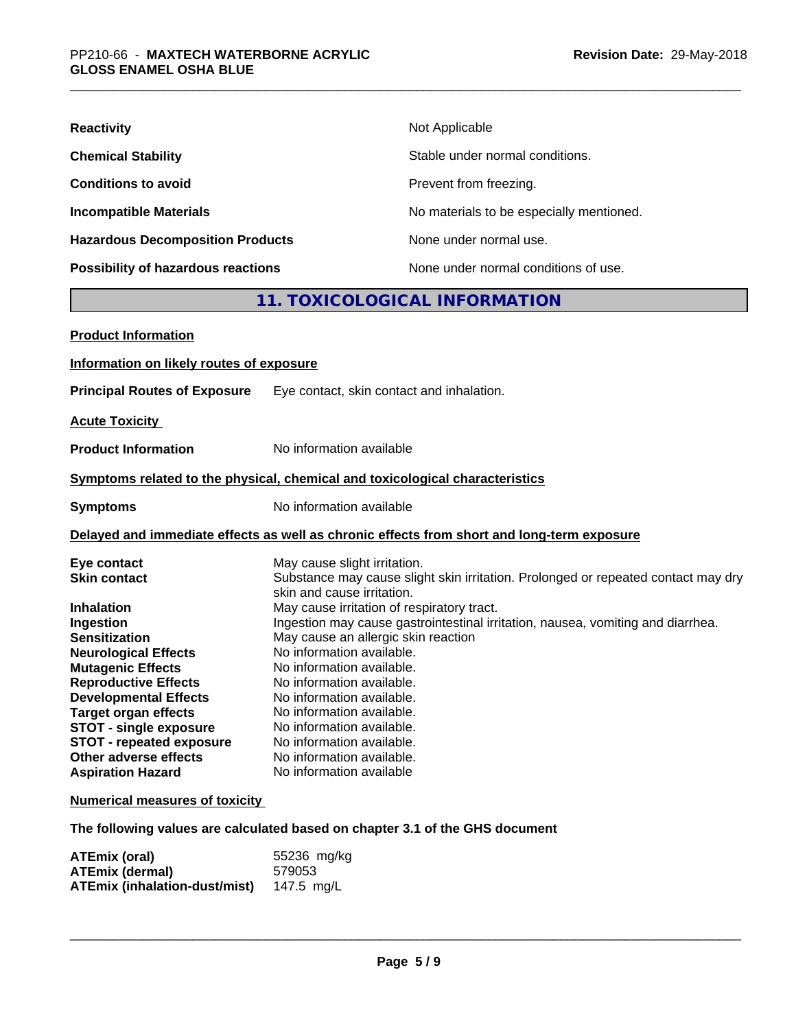| | |
|---|---|
| **Reactivity** | Not Applicable |
| **Chemical Stability** | Stable under normal conditions. |
| **Conditions to avoid** | Prevent from freezing. |
| **Incompatible Materials** | No materials to be especially mentioned. |
| **Hazardous Decomposition Products** | None under normal use. |
| **Possibility of hazardous reactions** | None under normal conditions of use. |

## 11. TOXICOLOGICAL INFORMATION

**Product Information**

**Information on likely routes of exposure**

**Principal Routes of Exposure** Eye contact, skin contact and inhalation.

**Acute Toxicity**

**Product Information** No information available

**Symptoms related to the physical, chemical and toxicological characteristics**

**Symptoms** No information available

**Delayed and immediate effects as well as chronic effects from short and long-term exposure**

| | |
|---|---|
| **Eye contact** | May cause slight irritation. |
| **Skin contact** | Substance may cause slight skin irritation. Prolonged or repeated contact may dry skin and cause irritation. |
| **Inhalation** | May cause irritation of respiratory tract. |
| **Ingestion** | Ingestion may cause gastrointestinal irritation, nausea, vomiting and diarrhea. |
| **Sensitization** | May cause an allergic skin reaction |
| **Neurological Effects** | No information available. |
| **Mutagenic Effects** | No information available. |
| **Reproductive Effects** | No information available. |
| **Developmental Effects** | No information available. |
| **Target organ effects** | No information available. |
| **STOT - single exposure** | No information available. |
| **STOT - repeated exposure** | No information available. |
| **Other adverse effects** | No information available. |
| **Aspiration Hazard** | No information available |

**Numerical measures of toxicity**

**The following values are calculated based on chapter 3.1 of the GHS document**

| | |
|---|---|
| **ATEmix (oral)** | 55236 mg/kg |
| **ATEmix (dermal)** | 579053 |
| **ATEmix (inhalation-dust/mist)** | 147.5 mg/L |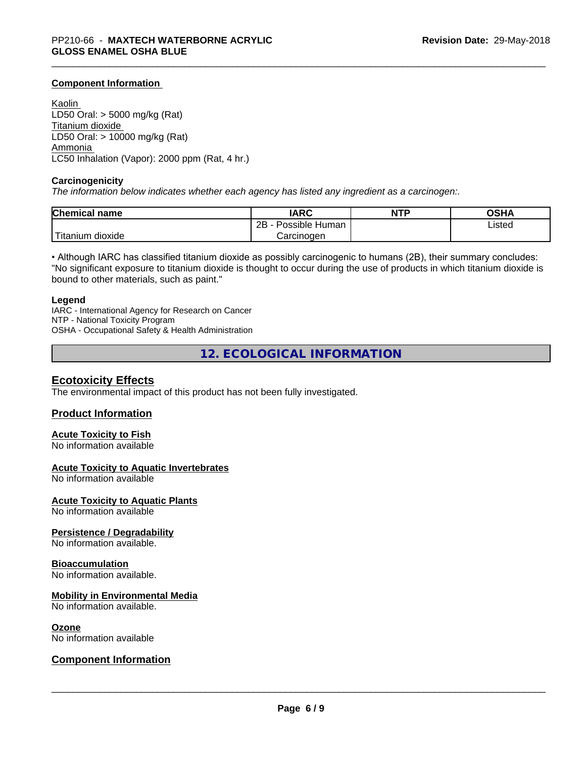### Component Information

Kaolin
LD50 Oral: > 5000 mg/kg (Rat)
Titanium dioxide
LD50 Oral: > 10000 mg/kg (Rat)
Ammonia
LC50 Inhalation (Vapor): 2000 ppm (Rat, 4 hr.)

### Carcinogenicity

*The information below indicates whether each agency has listed any ingredient as a carcinogen:.*

| Chemical name | IARC | NTP | OSHA |
|---|---|---|---|
| Titanium dioxide | 2B - Possible Human Carcinogen | | Listed |

• Although IARC has classified titanium dioxide as possibly carcinogenic to humans (2B), their summary concludes: "No significant exposure to titanium dioxide is thought to occur during the use of products in which titanium dioxide is bound to other materials, such as paint."

**Legend**
IARC - International Agency for Research on Cancer
NTP - National Toxicity Program
OSHA - Occupational Safety & Health Administration

# 12. ECOLOGICAL INFORMATION

## Ecotoxicity Effects

The environmental impact of this product has not been fully investigated.

## Product Information

### Acute Toxicity to Fish

No information available

### Acute Toxicity to Aquatic Invertebrates

No information available

### Acute Toxicity to Aquatic Plants

No information available

### Persistence / Degradability

No information available.

### Bioaccumulation

No information available.

### Mobility in Environmental Media

No information available.

### Ozone

No information available

## Component Information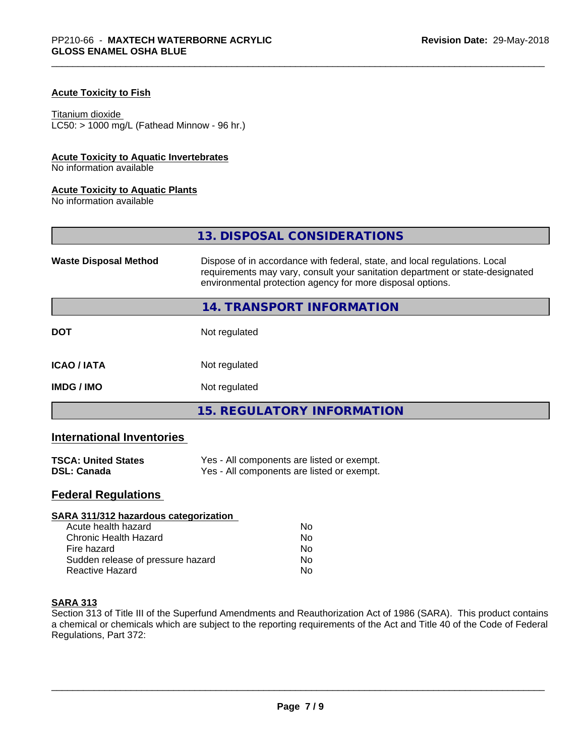**Acute Toxicity to Fish**

Titanium dioxide
LC50: > 1000 mg/L (Fathead Minnow - 96 hr.)

**Acute Toxicity to Aquatic Invertebrates**
No information available

**Acute Toxicity to Aquatic Plants**
No information available

## 13. DISPOSAL CONSIDERATIONS

| | |
|---|---|
| **Waste Disposal Method** | Dispose of in accordance with federal, state, and local regulations. Local requirements may vary, consult your sanitation department or state-designated environmental protection agency for more disposal options. |

## 14. TRANSPORT INFORMATION

| | |
|---|---|
| **DOT** | Not regulated |
| **ICAO / IATA** | Not regulated |
| **IMDG / IMO** | Not regulated |

## 15. REGULATORY INFORMATION

### International Inventories

| | |
|---|---|
| **TSCA: United States** | Yes - All components are listed or exempt. |
| **DSL: Canada** | Yes - All components are listed or exempt. |

### Federal Regulations

**SARA 311/312 hazardous categorization**

| | |
|---|---|
| Acute health hazard | No |
| Chronic Health Hazard | No |
| Fire hazard | No |
| Sudden release of pressure hazard | No |
| Reactive Hazard | No |

**SARA 313**
Section 313 of Title III of the Superfund Amendments and Reauthorization Act of 1986 (SARA). This product contains a chemical or chemicals which are subject to the reporting requirements of the Act and Title 40 of the Code of Federal Regulations, Part 372: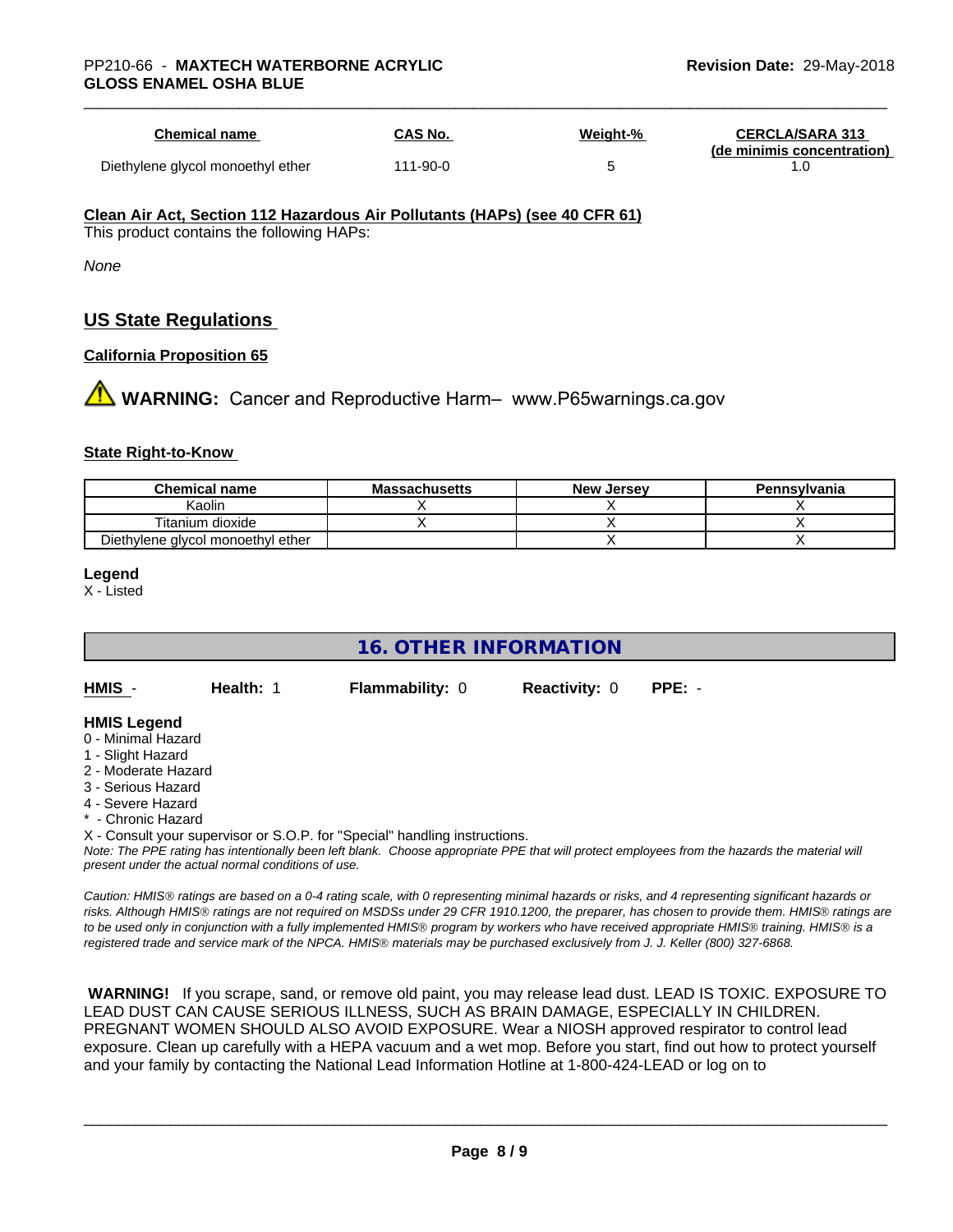| Chemical name | CAS No. | Weight-% | CERCLA/SARA 313 (de minimis concentration) |
|---|---|---|---|
| Diethylene glycol monoethyl ether | 111-90-0 | 5 | 1.0 |

**Clean Air Act, Section 112 Hazardous Air Pollutants (HAPs) (see 40 CFR 61)**

This product contains the following HAPs:

*None*

## US State Regulations

**California Proposition 65**

⚠ **WARNING:** Cancer and Reproductive Harm– www.P65warnings.ca.gov

**State Right-to-Know**

| Chemical name | Massachusetts | New Jersey | Pennsylvania |
|---|---|---|---|
| Kaolin | X | X | X |
| Titanium dioxide | X | X | X |
| Diethylene glycol monoethyl ether | | X | X |

**Legend**

X - Listed

## 16. OTHER INFORMATION

**HMIS** - **Health:** 1 **Flammability:** 0 **Reactivity:** 0 **PPE:** -

**HMIS Legend**

0 - Minimal Hazard
1 - Slight Hazard
2 - Moderate Hazard
3 - Serious Hazard
4 - Severe Hazard
* - Chronic Hazard
X - Consult your supervisor or S.O.P. for "Special" handling instructions.

*Note: The PPE rating has intentionally been left blank. Choose appropriate PPE that will protect employees from the hazards the material will present under the actual normal conditions of use.*

*Caution: HMIS® ratings are based on a 0-4 rating scale, with 0 representing minimal hazards or risks, and 4 representing significant hazards or risks. Although HMIS® ratings are not required on MSDSs under 29 CFR 1910.1200, the preparer, has chosen to provide them. HMIS® ratings are to be used only in conjunction with a fully implemented HMIS® program by workers who have received appropriate HMIS® training. HMIS® is a registered trade and service mark of the NPCA. HMIS® materials may be purchased exclusively from J. J. Keller (800) 327-6868.*

**WARNING!** If you scrape, sand, or remove old paint, you may release lead dust. LEAD IS TOXIC. EXPOSURE TO LEAD DUST CAN CAUSE SERIOUS ILLNESS, SUCH AS BRAIN DAMAGE, ESPECIALLY IN CHILDREN. PREGNANT WOMEN SHOULD ALSO AVOID EXPOSURE. Wear a NIOSH approved respirator to control lead exposure. Clean up carefully with a HEPA vacuum and a wet mop. Before you start, find out how to protect yourself and your family by contacting the National Lead Information Hotline at 1-800-424-LEAD or log on to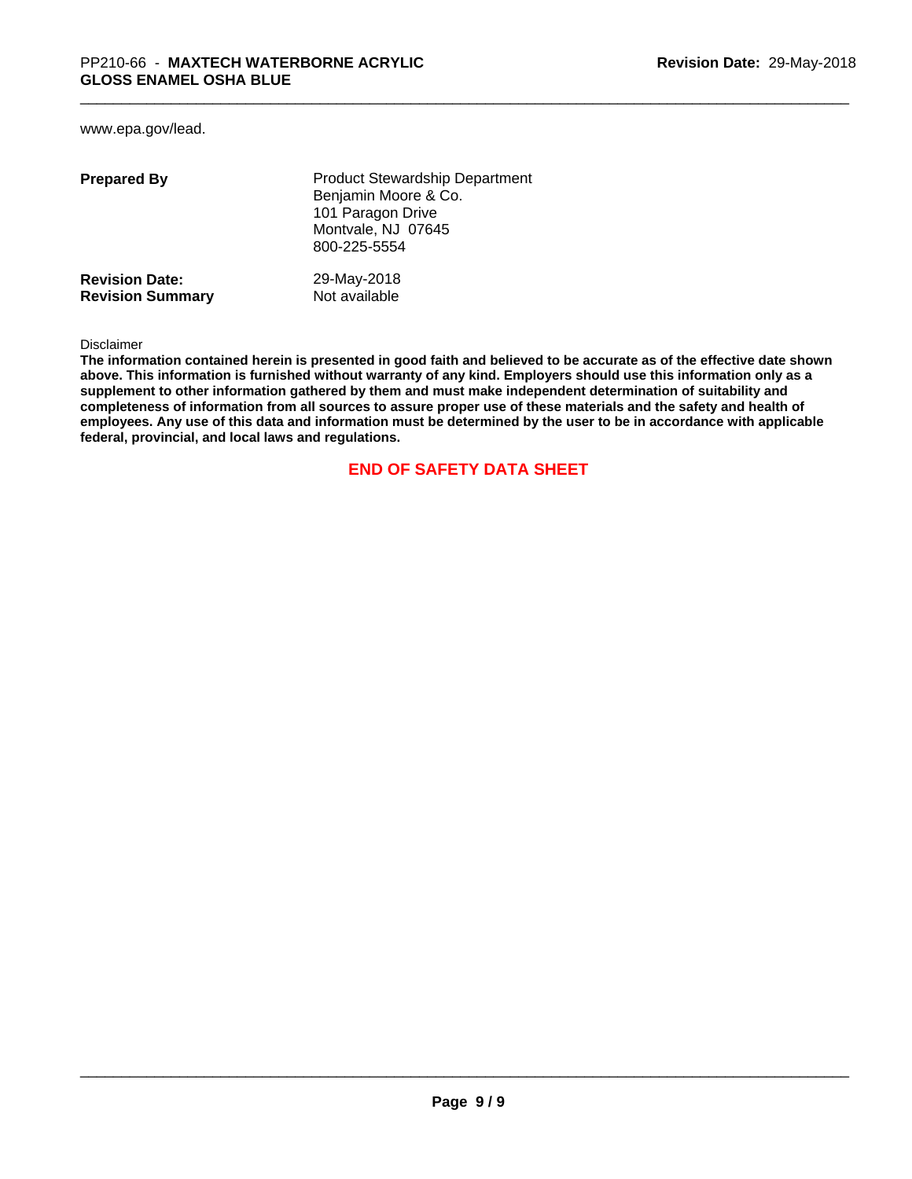www.epa.gov/lead.

| | |
|---|---|
| **Prepared By** | Product Stewardship Department<br>Benjamin Moore & Co.<br>101 Paragon Drive<br>Montvale, NJ 07645<br>800-225-5554 |
| **Revision Date:** | 29-May-2018 |
| **Revision Summary** | Not available |

Disclaimer

**The information contained herein is presented in good faith and believed to be accurate as of the effective date shown above. This information is furnished without warranty of any kind. Employers should use this information only as a supplement to other information gathered by them and must make independent determination of suitability and completeness of information from all sources to assure proper use of these materials and the safety and health of employees. Any use of this data and information must be determined by the user to be in accordance with applicable federal, provincial, and local laws and regulations.**

**END OF SAFETY DATA SHEET**